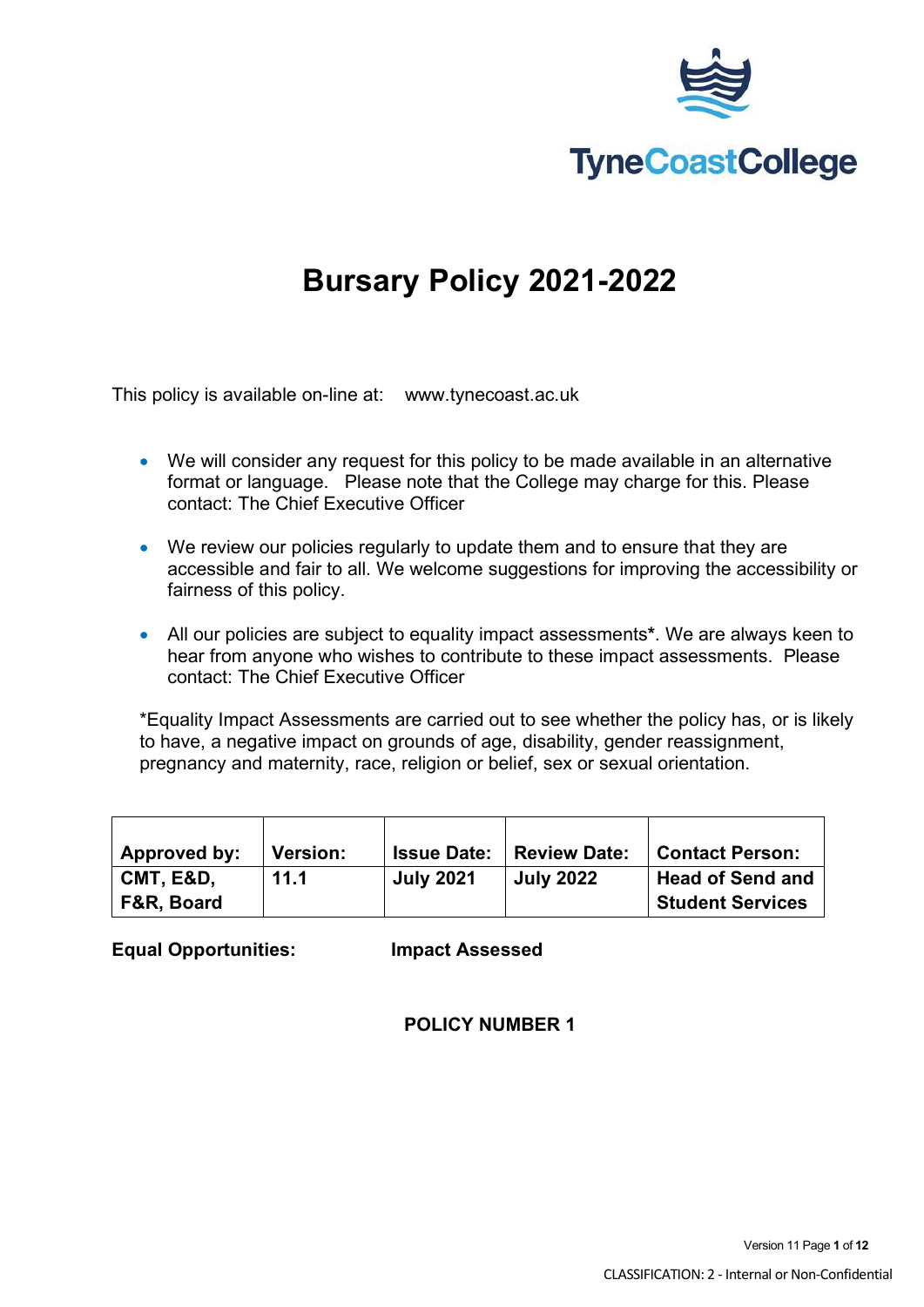TyneCoastCollege

# Bursary Policy 2021-2022

This policy is available on-line at: www.tynecoast.ac.uk

- We will consider any request for this policy to be made available in an alternative format or language. Please note that the College may charge for this. Please contact: The Chief Executive Officer
- We review our policies regularly to update them and to ensure that they are accessible and fair to all. We welcome suggestions for improving the accessibility or fairness of this policy.
- All our policies are subject to equality impact assessments**\***. We are always keen to hear from anyone who wishes to contribute to these impact assessments. Please contact: The Chief Executive Officer

*Equality Impact Assessments are carried out to see whether the policy has, or is likely to have, a negative impact on grounds of age, disability, gender reassignment, pregnancy and maternity, race, religion or belief, sex or sexual orientation.

| Approved by: | Version: | Issue Date: | Review Date: | Contact Person: |
|---|---|---|---|---|
| **CMT, E&D, F&R, Board** | **11.1** | **July 2021** | **July 2022** | **Head of Send and Student Services** |

**Equal Opportunities:** **Impact Assessed**

**POLICY NUMBER 1**

CLASSIFICATION: 2 - Internal or Non-Confidential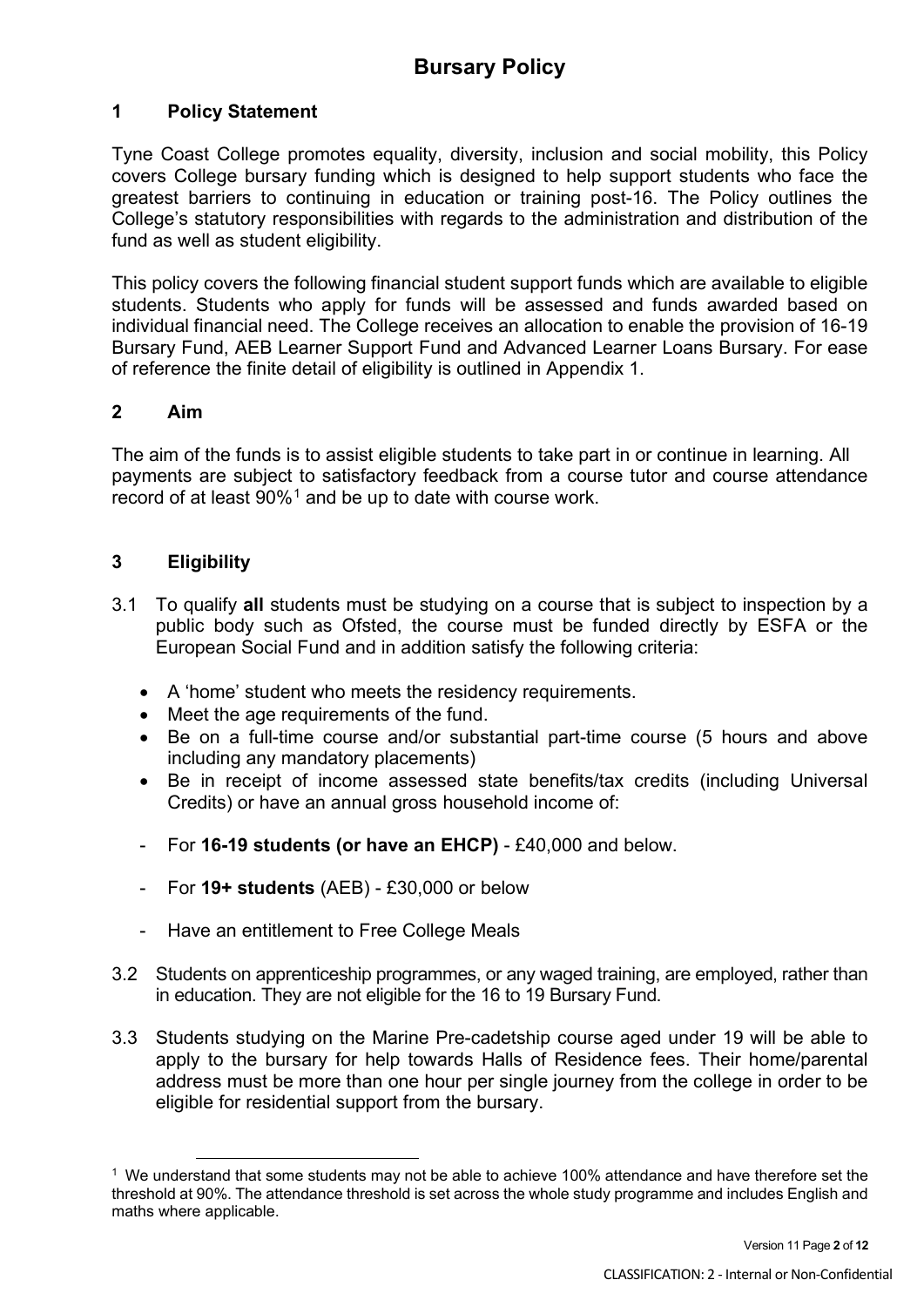# Bursary Policy

## 1 Policy Statement

Tyne Coast College promotes equality, diversity, inclusion and social mobility, this Policy covers College bursary funding which is designed to help support students who face the greatest barriers to continuing in education or training post-16. The Policy outlines the College's statutory responsibilities with regards to the administration and distribution of the fund as well as student eligibility.

This policy covers the following financial student support funds which are available to eligible students. Students who apply for funds will be assessed and funds awarded based on individual financial need. The College receives an allocation to enable the provision of 16-19 Bursary Fund, AEB Learner Support Fund and Advanced Learner Loans Bursary. For ease of reference the finite detail of eligibility is outlined in Appendix 1.

## 2 Aim

The aim of the funds is to assist eligible students to take part in or continue in learning. All payments are subject to satisfactory feedback from a course tutor and course attendance record of at least 90%[1] and be up to date with course work.

## 3 Eligibility

3.1 To qualify **all** students must be studying on a course that is subject to inspection by a public body such as Ofsted, the course must be funded directly by ESFA or the European Social Fund and in addition satisfy the following criteria:

- A 'home' student who meets the residency requirements.
- Meet the age requirements of the fund.
- Be on a full-time course and/or substantial part-time course (5 hours and above including any mandatory placements)
- Be in receipt of income assessed state benefits/tax credits (including Universal Credits) or have an annual gross household income of:

  - For **16-19 students (or have an EHCP)** - £40,000 and below.
  - For **19+ students** (AEB) - £30,000 or below
  - Have an entitlement to Free College Meals

3.2 Students on apprenticeship programmes, or any waged training, are employed, rather than in education. They are not eligible for the 16 to 19 Bursary Fund.

3.3 Students studying on the Marine Pre-cadetship course aged under 19 will be able to apply to the bursary for help towards Halls of Residence fees. Their home/parental address must be more than one hour per single journey from the college in order to be eligible for residential support from the bursary.

[1] We understand that some students may not be able to achieve 100% attendance and have therefore set the threshold at 90%. The attendance threshold is set across the whole study programme and includes English and maths where applicable.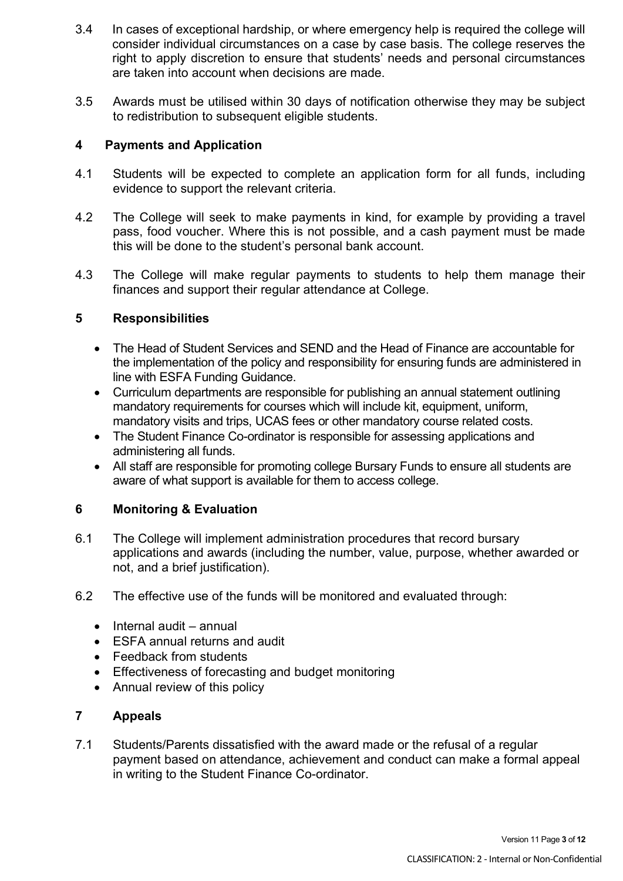3.4 In cases of exceptional hardship, or where emergency help is required the college will consider individual circumstances on a case by case basis. The college reserves the right to apply discretion to ensure that students' needs and personal circumstances are taken into account when decisions are made.

3.5 Awards must be utilised within 30 days of notification otherwise they may be subject to redistribution to subsequent eligible students.

## 4 Payments and Application

4.1 Students will be expected to complete an application form for all funds, including evidence to support the relevant criteria.

4.2 The College will seek to make payments in kind, for example by providing a travel pass, food voucher. Where this is not possible, and a cash payment must be made this will be done to the student's personal bank account.

4.3 The College will make regular payments to students to help them manage their finances and support their regular attendance at College.

## 5 Responsibilities

- The Head of Student Services and SEND and the Head of Finance are accountable for the implementation of the policy and responsibility for ensuring funds are administered in line with ESFA Funding Guidance.
- Curriculum departments are responsible for publishing an annual statement outlining mandatory requirements for courses which will include kit, equipment, uniform, mandatory visits and trips, UCAS fees or other mandatory course related costs.
- The Student Finance Co-ordinator is responsible for assessing applications and administering all funds.
- All staff are responsible for promoting college Bursary Funds to ensure all students are aware of what support is available for them to access college.

## 6 Monitoring & Evaluation

6.1 The College will implement administration procedures that record bursary applications and awards (including the number, value, purpose, whether awarded or not, and a brief justification).

6.2 The effective use of the funds will be monitored and evaluated through:

- Internal audit – annual
- ESFA annual returns and audit
- Feedback from students
- Effectiveness of forecasting and budget monitoring
- Annual review of this policy

## 7 Appeals

7.1 Students/Parents dissatisfied with the award made or the refusal of a regular payment based on attendance, achievement and conduct can make a formal appeal in writing to the Student Finance Co-ordinator.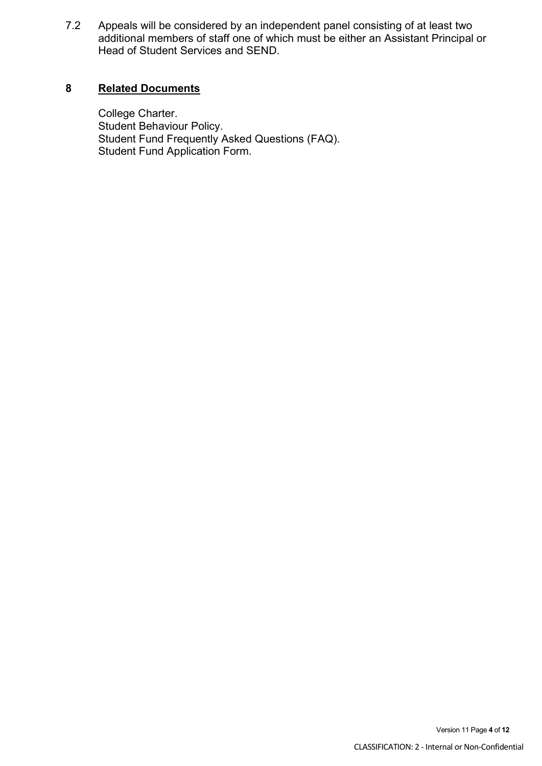7.2 Appeals will be considered by an independent panel consisting of at least two additional members of staff one of which must be either an Assistant Principal or Head of Student Services and SEND.

## 8 Related Documents

College Charter.
Student Behaviour Policy.
Student Fund Frequently Asked Questions (FAQ).
Student Fund Application Form.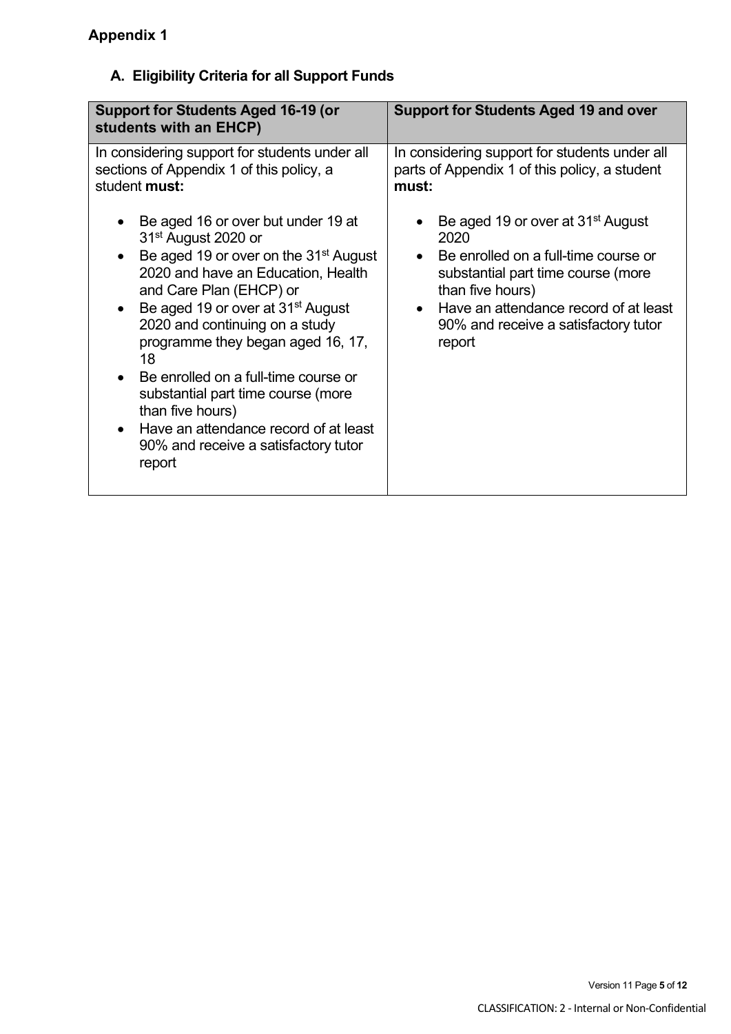# Appendix 1

## A. Eligibility Criteria for all Support Funds

| Support for Students Aged 16-19 (or students with an EHCP) | Support for Students Aged 19 and over |
|---|---|
| In considering support for students under all sections of Appendix 1 of this policy, a student **must:**<br><br>• Be aged 16 or over but under 19 at 31st August 2020 or<br>• Be aged 19 or over on the 31st August 2020 and have an Education, Health and Care Plan (EHCP) or<br>• Be aged 19 or over at 31st August 2020 and continuing on a study programme they began aged 16, 17, 18<br>• Be enrolled on a full-time course or substantial part time course (more than five hours)<br>• Have an attendance record of at least 90% and receive a satisfactory tutor report | In considering support for students under all parts of Appendix 1 of this policy, a student **must:**<br><br>• Be aged 19 or over at 31st August 2020<br>• Be enrolled on a full-time course or substantial part time course (more than five hours)<br>• Have an attendance record of at least 90% and receive a satisfactory tutor report |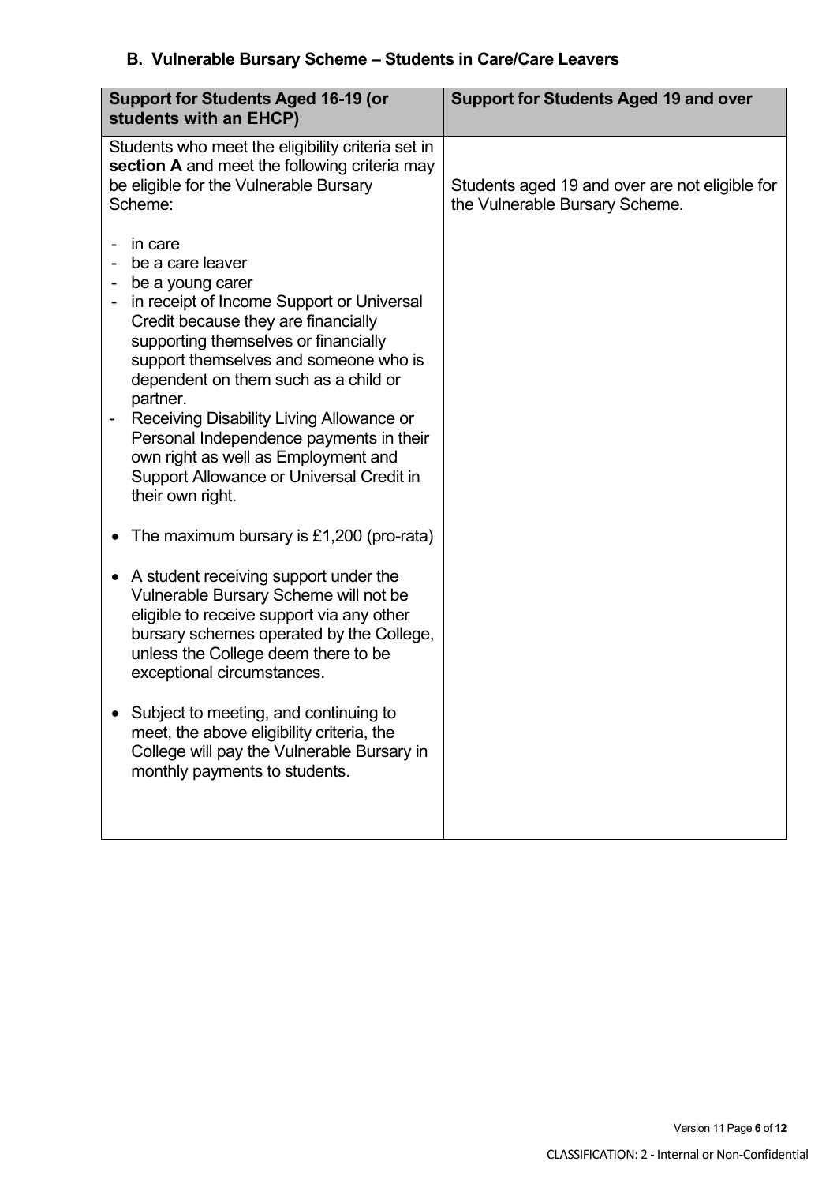### B. Vulnerable Bursary Scheme – Students in Care/Care Leavers

| Support for Students Aged 16-19 (or students with an EHCP) | Support for Students Aged 19 and over |
|---|---|
| Students who meet the eligibility criteria set in **section A** and meet the following criteria may be eligible for the Vulnerable Bursary Scheme:<br><br>- in care<br>- be a care leaver<br>- be a young carer<br>- in receipt of Income Support or Universal Credit because they are financially supporting themselves or financially support themselves and someone who is dependent on them such as a child or partner.<br>- Receiving Disability Living Allowance or Personal Independence payments in their own right as well as Employment and Support Allowance or Universal Credit in their own right.<br><br>• The maximum bursary is £1,200 (pro-rata)<br><br>• A student receiving support under the Vulnerable Bursary Scheme will not be eligible to receive support via any other bursary schemes operated by the College, unless the College deem there to be exceptional circumstances.<br><br>• Subject to meeting, and continuing to meet, the above eligibility criteria, the College will pay the Vulnerable Bursary in monthly payments to students. | Students aged 19 and over are not eligible for the Vulnerable Bursary Scheme. |

CLASSIFICATION: 2 - Internal or Non-Confidential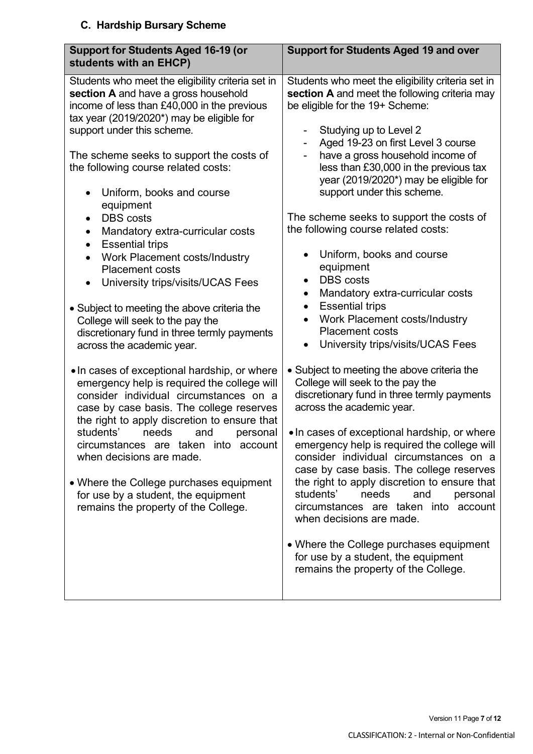### C. Hardship Bursary Scheme

| Support for Students Aged 16-19 (or students with an EHCP) | Support for Students Aged 19 and over |
|---|---|
| Students who meet the eligibility criteria set in **section A** and have a gross household income of less than £40,000 in the previous tax year (2019/2020*) may be eligible for support under this scheme.<br><br>The scheme seeks to support the costs of the following course related costs:<br><br>• Uniform, books and course equipment<br>• DBS costs<br>• Mandatory extra-curricular costs<br>• Essential trips<br>• Work Placement costs/Industry Placement costs<br>• University trips/visits/UCAS Fees<br><br>• Subject to meeting the above criteria the College will seek to the pay the discretionary fund in three termly payments across the academic year.<br><br>• In cases of exceptional hardship, or where emergency help is required the college will consider individual circumstances on a case by case basis. The college reserves the right to apply discretion to ensure that students' needs and personal circumstances are taken into account when decisions are made.<br><br>• Where the College purchases equipment for use by a student, the equipment remains the property of the College. | Students who meet the eligibility criteria set in **section A** and meet the following criteria may be eligible for the 19+ Scheme:<br><br>- Studying up to Level 2<br>- Aged 19-23 on first Level 3 course<br>- have a gross household income of less than £30,000 in the previous tax year (2019/2020*) may be eligible for support under this scheme.<br><br>The scheme seeks to support the costs of the following course related costs:<br><br>• Uniform, books and course equipment<br>• DBS costs<br>• Mandatory extra-curricular costs<br>• Essential trips<br>• Work Placement costs/Industry Placement costs<br>• University trips/visits/UCAS Fees<br><br>• Subject to meeting the above criteria the College will seek to the pay the discretionary fund in three termly payments across the academic year.<br><br>• In cases of exceptional hardship, or where emergency help is required the college will consider individual circumstances on a case by case basis. The college reserves the right to apply discretion to ensure that students' needs and personal circumstances are taken into account when decisions are made.<br><br>• Where the College purchases equipment for use by a student, the equipment remains the property of the College. |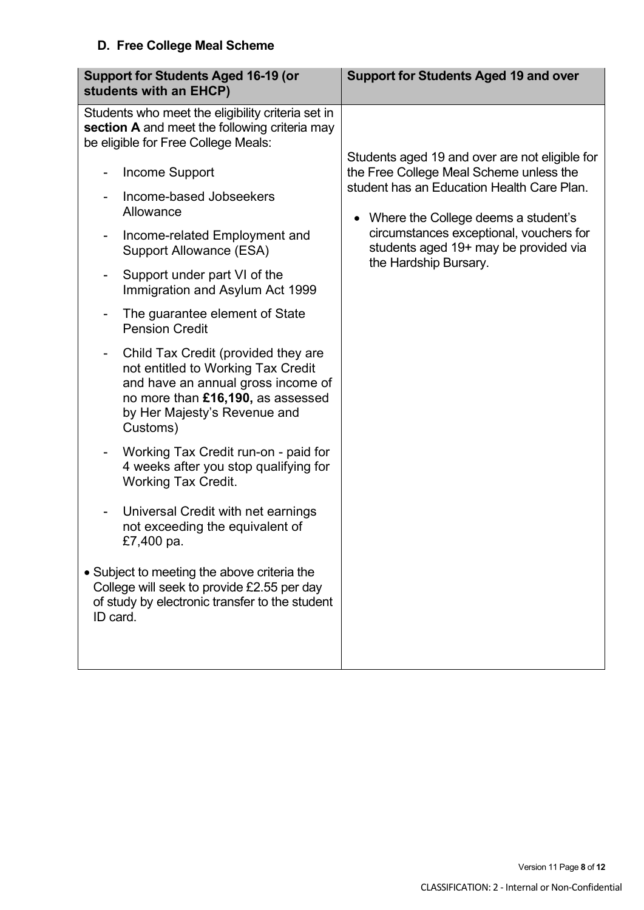## D. Free College Meal Scheme

| Support for Students Aged 16-19 (or students with an EHCP) | Support for Students Aged 19 and over |
|---|---|
| Students who meet the eligibility criteria set in **section A** and meet the following criteria may be eligible for Free College Meals:<br><br>- Income Support<br>- Income-based Jobseekers Allowance<br>- Income-related Employment and Support Allowance (ESA)<br>- Support under part VI of the Immigration and Asylum Act 1999<br>- The guarantee element of State Pension Credit<br>- Child Tax Credit (provided they are not entitled to Working Tax Credit and have an annual gross income of no more than **£16,190,** as assessed by Her Majesty's Revenue and Customs)<br>- Working Tax Credit run-on - paid for 4 weeks after you stop qualifying for Working Tax Credit.<br>- Universal Credit with net earnings not exceeding the equivalent of £7,400 pa.<br><br>• Subject to meeting the above criteria the College will seek to provide £2.55 per day of study by electronic transfer to the student ID card. | Students aged 19 and over are not eligible for the Free College Meal Scheme unless the student has an Education Health Care Plan.<br><br>• Where the College deems a student's circumstances exceptional, vouchers for students aged 19+ may be provided via the Hardship Bursary. |

CLASSIFICATION: 2 - Internal or Non-Confidential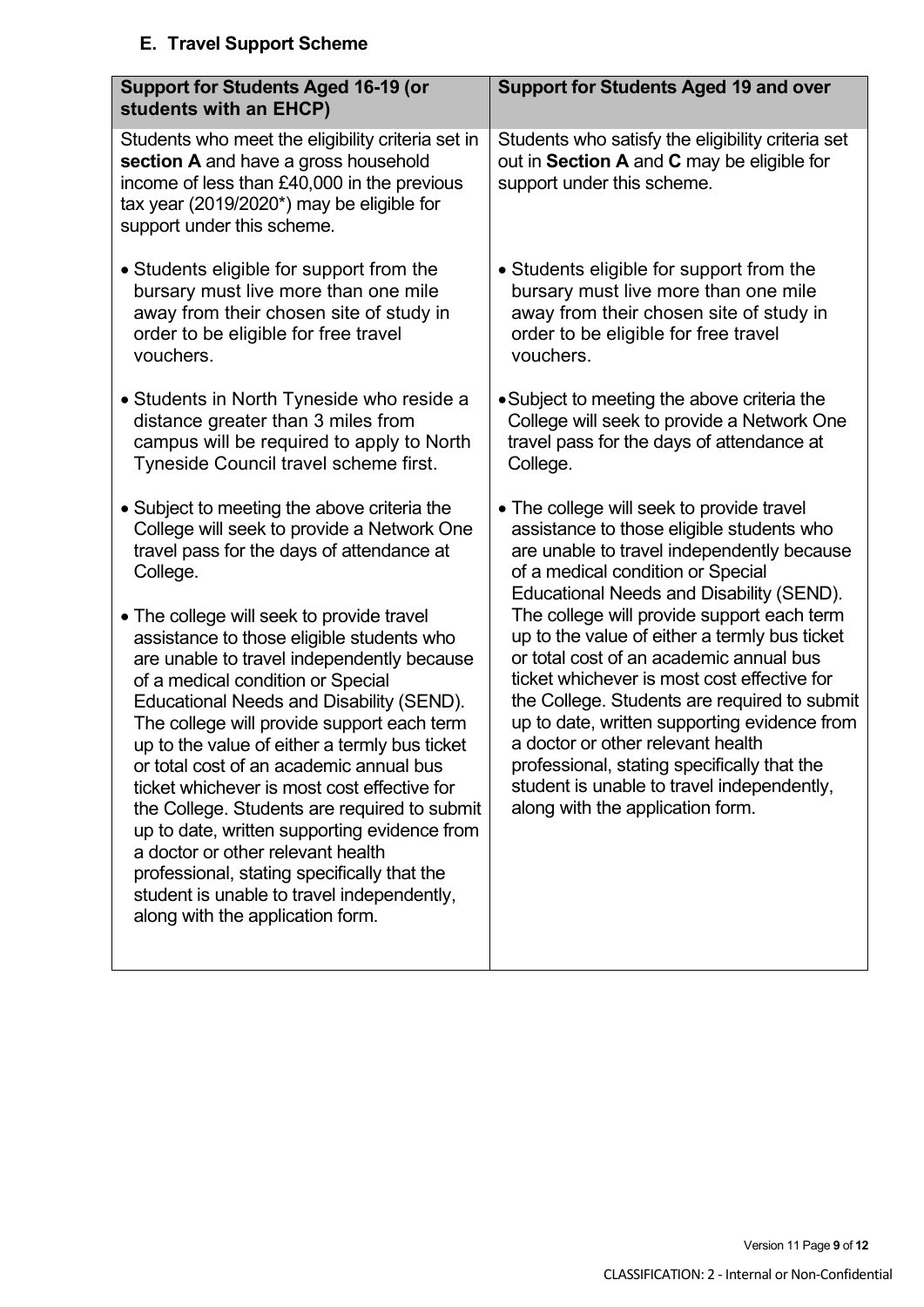## E. Travel Support Scheme

| Support for Students Aged 16-19 (or students with an EHCP) | Support for Students Aged 19 and over |
| --- | --- |
| Students who meet the eligibility criteria set in **section A** and have a gross household income of less than £40,000 in the previous tax year (2019/2020*) may be eligible for support under this scheme.<br><br>• Students eligible for support from the bursary must live more than one mile away from their chosen site of study in order to be eligible for free travel vouchers.<br><br>• Students in North Tyneside who reside a distance greater than 3 miles from campus will be required to apply to North Tyneside Council travel scheme first.<br><br>• Subject to meeting the above criteria the College will seek to provide a Network One travel pass for the days of attendance at College.<br><br>• The college will seek to provide travel assistance to those eligible students who are unable to travel independently because of a medical condition or Special Educational Needs and Disability (SEND). The college will provide support each term up to the value of either a termly bus ticket or total cost of an academic annual bus ticket whichever is most cost effective for the College. Students are required to submit up to date, written supporting evidence from a doctor or other relevant health professional, stating specifically that the student is unable to travel independently, along with the application form. | Students who satisfy the eligibility criteria set out in **Section A** and **C** may be eligible for support under this scheme.<br><br>• Students eligible for support from the bursary must live more than one mile away from their chosen site of study in order to be eligible for free travel vouchers.<br><br>• Subject to meeting the above criteria the College will seek to provide a Network One travel pass for the days of attendance at College.<br><br>• The college will seek to provide travel assistance to those eligible students who are unable to travel independently because of a medical condition or Special Educational Needs and Disability (SEND). The college will provide support each term up to the value of either a termly bus ticket or total cost of an academic annual bus ticket whichever is most cost effective for the College. Students are required to submit up to date, written supporting evidence from a doctor or other relevant health professional, stating specifically that the student is unable to travel independently, along with the application form. |

CLASSIFICATION: 2 - Internal or Non-Confidential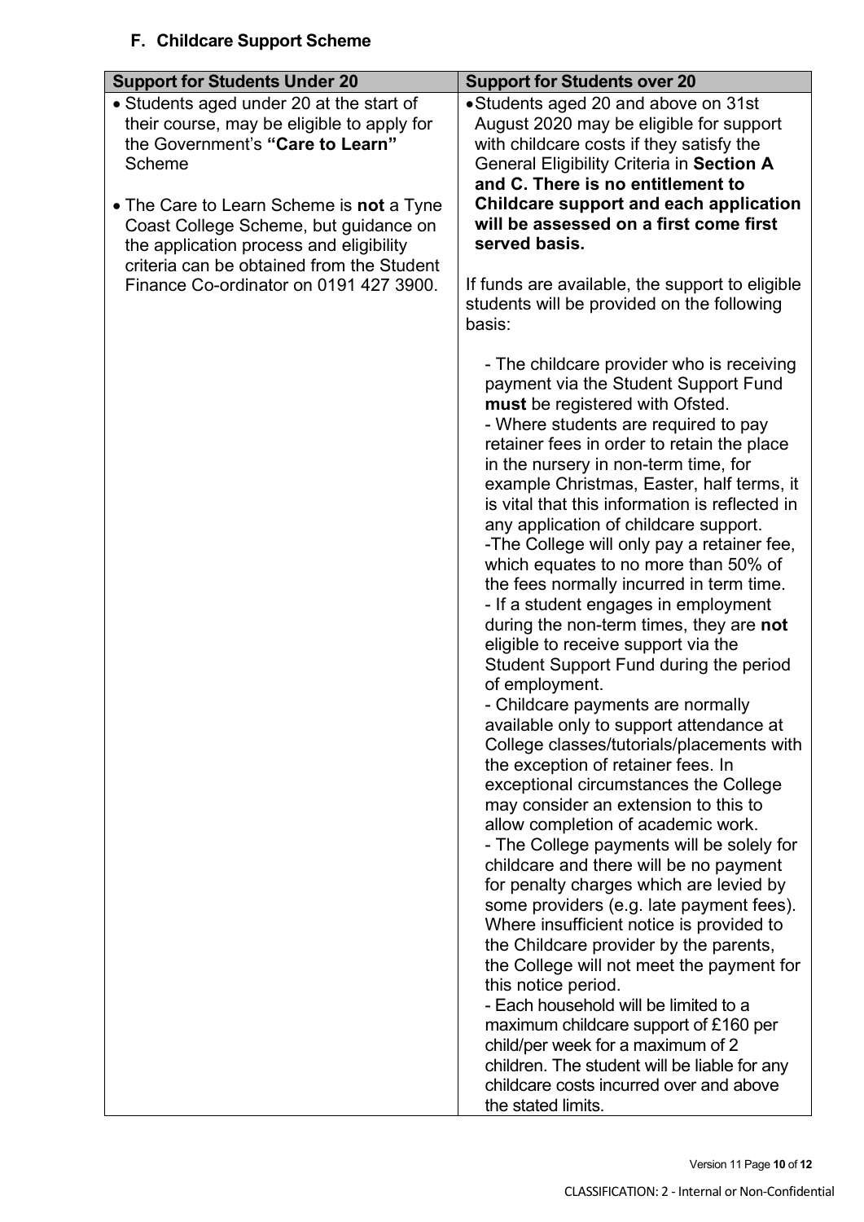## F. Childcare Support Scheme

| Support for Students Under 20 | Support for Students over 20 |
| --- | --- |
| • Students aged under 20 at the start of their course, may be eligible to apply for the Government's **"Care to Learn"** Scheme<br><br>• The Care to Learn Scheme is **not** a Tyne Coast College Scheme, but guidance on the application process and eligibility criteria can be obtained from the Student Finance Co-ordinator on 0191 427 3900. | • Students aged 20 and above on 31st August 2020 may be eligible for support with childcare costs if they satisfy the General Eligibility Criteria in **Section A and C. There is no entitlement to Childcare support and each application will be assessed on a first come first served basis.**<br><br>If funds are available, the support to eligible students will be provided on the following basis:<br><br>- The childcare provider who is receiving payment via the Student Support Fund **must** be registered with Ofsted.<br>- Where students are required to pay retainer fees in order to retain the place in the nursery in non-term time, for example Christmas, Easter, half terms, it is vital that this information is reflected in any application of childcare support.<br>-The College will only pay a retainer fee, which equates to no more than 50% of the fees normally incurred in term time.<br>- If a student engages in employment during the non-term times, they are **not** eligible to receive support via the Student Support Fund during the period of employment.<br>- Childcare payments are normally available only to support attendance at College classes/tutorials/placements with the exception of retainer fees. In exceptional circumstances the College may consider an extension to this to allow completion of academic work.<br>- The College payments will be solely for childcare and there will be no payment for penalty charges which are levied by some providers (e.g. late payment fees). Where insufficient notice is provided to the Childcare provider by the parents, the College will not meet the payment for this notice period.<br>- Each household will be limited to a maximum childcare support of £160 per child/per week for a maximum of 2 children. The student will be liable for any childcare costs incurred over and above the stated limits. |

CLASSIFICATION: 2 - Internal or Non-Confidential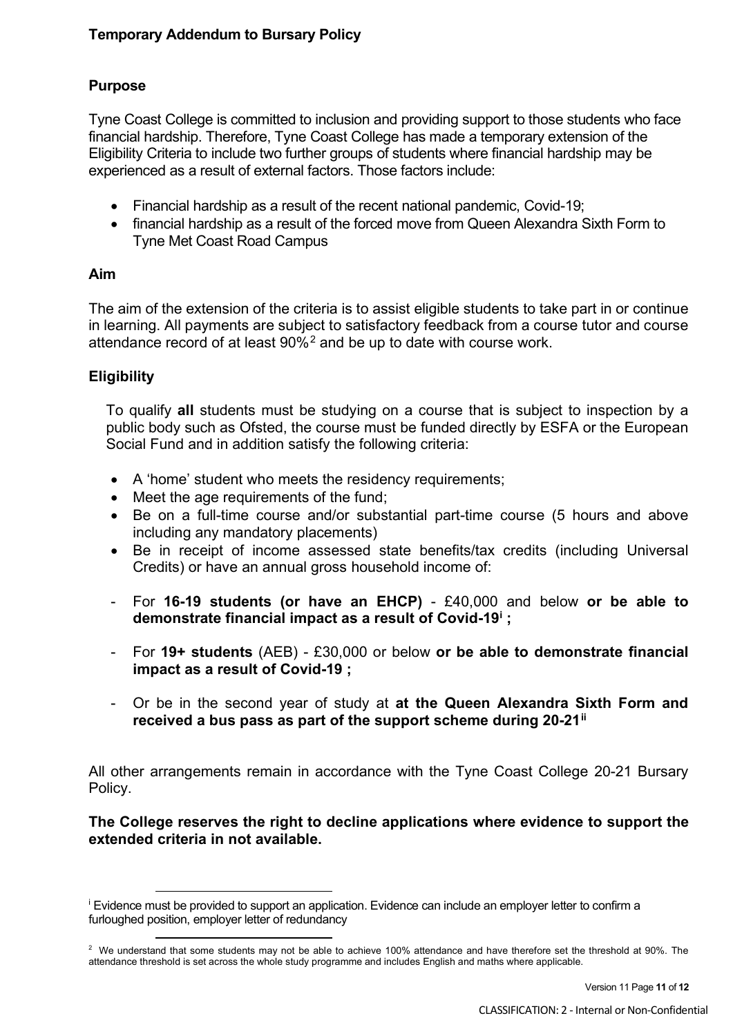## Temporary Addendum to Bursary Policy

### Purpose

Tyne Coast College is committed to inclusion and providing support to those students who face financial hardship. Therefore, Tyne Coast College has made a temporary extension of the Eligibility Criteria to include two further groups of students where financial hardship may be experienced as a result of external factors. Those factors include:

- Financial hardship as a result of the recent national pandemic, Covid-19;
- financial hardship as a result of the forced move from Queen Alexandra Sixth Form to Tyne Met Coast Road Campus

### Aim

The aim of the extension of the criteria is to assist eligible students to take part in or continue in learning. All payments are subject to satisfactory feedback from a course tutor and course attendance record of at least 90%[2] and be up to date with course work.

### Eligibility

To qualify **all** students must be studying on a course that is subject to inspection by a public body such as Ofsted, the course must be funded directly by ESFA or the European Social Fund and in addition satisfy the following criteria:

- A 'home' student who meets the residency requirements;
- Meet the age requirements of the fund;
- Be on a full-time course and/or substantial part-time course (5 hours and above including any mandatory placements)
- Be in receipt of income assessed state benefits/tax credits (including Universal Credits) or have an annual gross household income of:

- For **16-19 students (or have an EHCP)** - £40,000 and below **or be able to demonstrate financial impact as a result of Covid-19[i] ;**
- For **19+ students** (AEB) - £30,000 or below **or be able to demonstrate financial impact as a result of Covid-19 ;**
- Or be in the second year of study at **at the Queen Alexandra Sixth Form and received a bus pass as part of the support scheme during 20-21[ii]**

All other arrangements remain in accordance with the Tyne Coast College 20-21 Bursary Policy.

**The College reserves the right to decline applications where evidence to support the extended criteria in not available.**

---

[i] Evidence must be provided to support an application. Evidence can include an employer letter to confirm a furloughed position, employer letter of redundancy

[2] We understand that some students may not be able to achieve 100% attendance and have therefore set the threshold at 90%. The attendance threshold is set across the whole study programme and includes English and maths where applicable.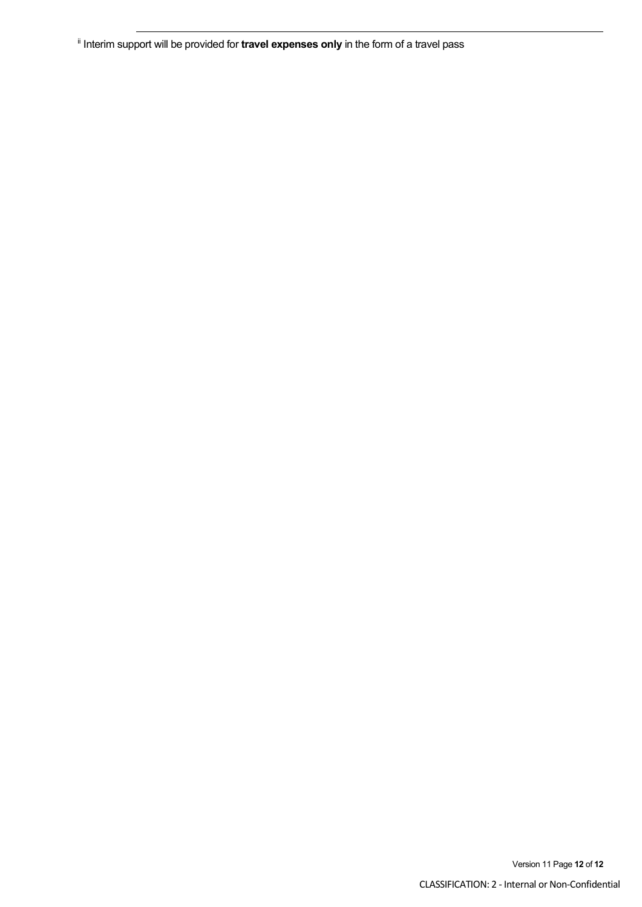[ii] Interim support will be provided for **travel expenses only** in the form of a travel pass